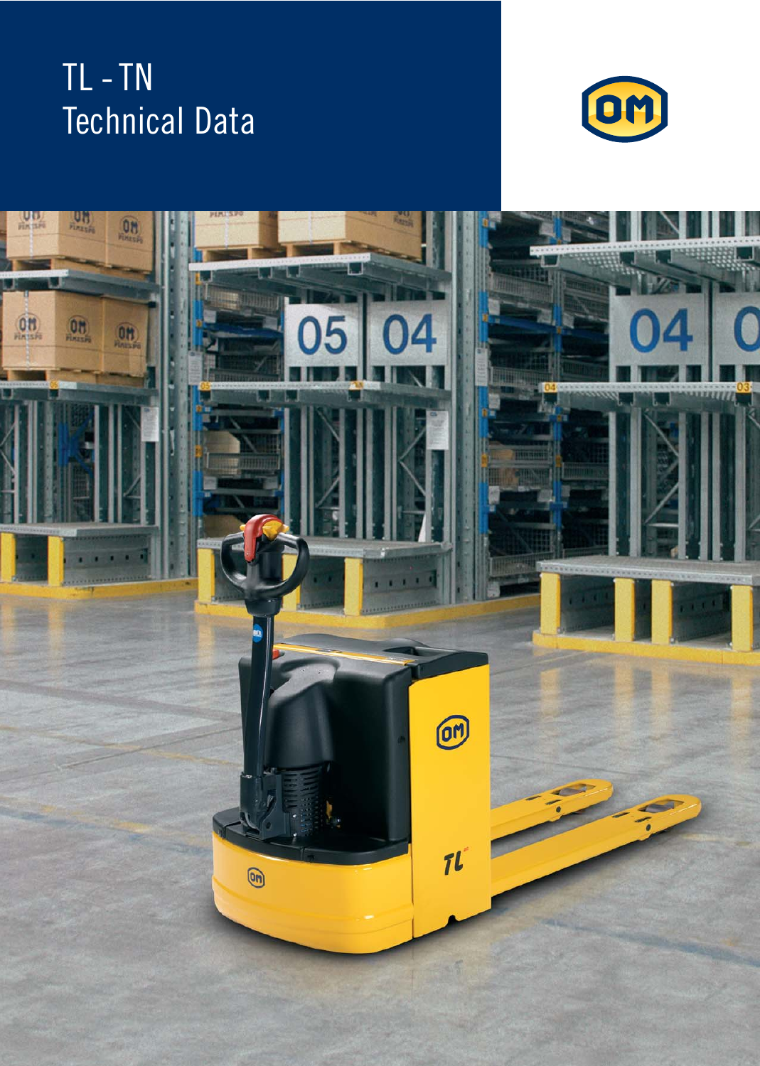# TL - TN
Technical Data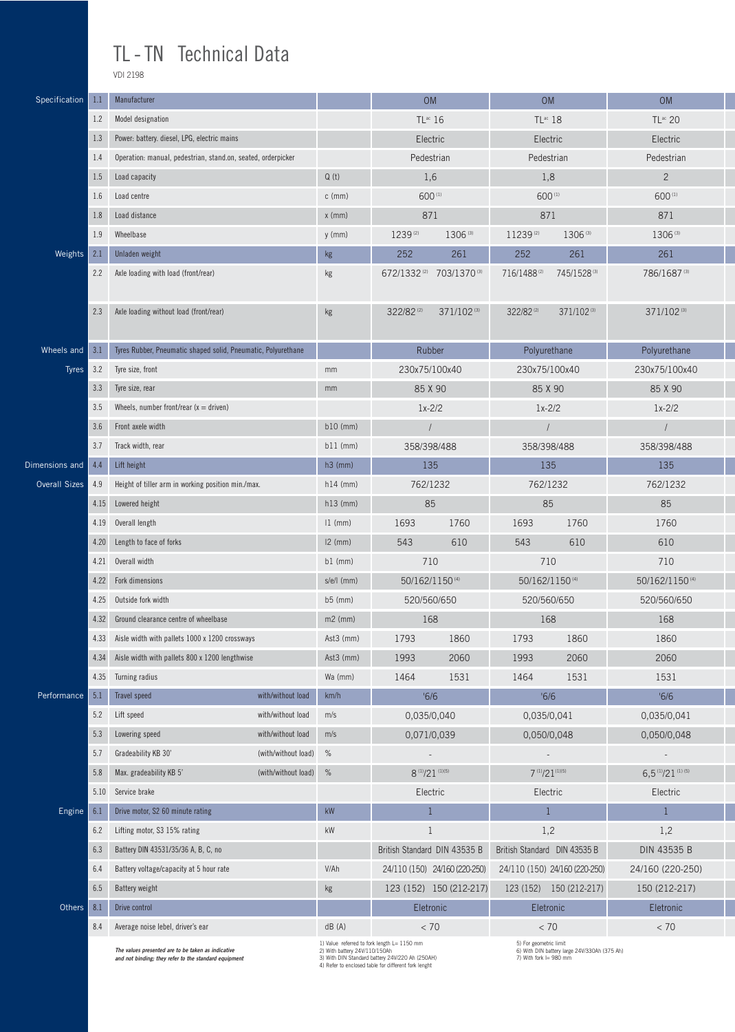# TL - TN Technical Data

VDI 2198

| Section | No. | Description | | Unit | TL[ac] 16 | TL[ac] 18 | TL[ac] 20 |
|---|---|---|---|---|---|---|---|
| Specification | 1.1 | Manufacturer | | | OM | OM | OM |
| | 1.2 | Model designation | | | TL[ac] 16 | TL[ac] 18 | TL[ac] 20 |
| | 1.3 | Power: battery. diesel, LPG, electric mains | | | Electric | Electric | Electric |
| | 1.4 | Operation: manual, pedestrian, stand.on, seated, orderpicker | | | Pedestrian | Pedestrian | Pedestrian |
| | 1.5 | Load capacity | | Q (t) | 1,6 | 1,8 | 2 |
| | 1.6 | Load centre | | c (mm) | 600 (1) | 600 (1) | 600 (1) |
| | 1.8 | Load distance | | x (mm) | 871 | 871 | 871 |
| | 1.9 | Wheelbase | | y (mm) | 1239 (2) 1306 (3) | 11239 (2) 1306 (3) | 1306 (3) |
| Weights | 2.1 | Unladen weight | | kg | 252 261 | 252 261 | 261 |
| | 2.2 | Axle loading with load (front/rear) | | kg | 672/1332 (2) 703/1370 (3) | 716/1488 (2) 745/1528 (3) | 786/1687 (3) |
| | 2.3 | Axle loading without load (front/rear) | | kg | 322/82 (2) 371/102 (3) | 322/82 (2) 371/102 (3) | 371/102 (3) |
| Wheels and Tyres | 3.1 | Tyres Rubber, Pneumatic shaped solid, Pneumatic, Polyurethane | | | Rubber | Polyurethane | Polyurethane |
| | 3.2 | Tyre size, front | | mm | 230x75/100x40 | 230x75/100x40 | 230x75/100x40 |
| | 3.3 | Tyre size, rear | | mm | 85 X 90 | 85 X 90 | 85 X 90 |
| | 3.5 | Wheels, number front/rear (x = driven) | | | 1x-2/2 | 1x-2/2 | 1x-2/2 |
| | 3.6 | Front axele width | | b10 (mm) | / | / | / |
| | 3.7 | Track width, rear | | b11 (mm) | 358/398/488 | 358/398/488 | 358/398/488 |
| Dimensions and Overall Sizes | 4.4 | Lift height | | h3 (mm) | 135 | 135 | 135 |
| | 4.9 | Height of tiller arm in working position min./max. | | h14 (mm) | 762/1232 | 762/1232 | 762/1232 |
| | 4.15 | Lowered height | | h13 (mm) | 85 | 85 | 85 |
| | 4.19 | Overall length | | l1 (mm) | 1693 1760 | 1693 1760 | 1760 |
| | 4.20 | Length to face of forks | | l2 (mm) | 543 610 | 543 610 | 610 |
| | 4.21 | Overall width | | b1 (mm) | 710 | 710 | 710 |
| | 4.22 | Fork dimensions | | s/e/l (mm) | 50/162/1150 (4) | 50/162/1150 (4) | 50/162/1150 (4) |
| | 4.25 | Outside fork width | | b5 (mm) | 520/560/650 | 520/560/650 | 520/560/650 |
| | 4.32 | Ground clearance centre of wheelbase | | m2 (mm) | 168 | 168 | 168 |
| | 4.33 | Aisle width with pallets 1000 x 1200 crossways | | Ast3 (mm) | 1793 1860 | 1793 1860 | 1860 |
| | 4.34 | Aisle width with pallets 800 x 1200 lengthwise | | Ast3 (mm) | 1993 2060 | 1993 2060 | 2060 |
| | 4.35 | Turning radius | | Wa (mm) | 1464 1531 | 1464 1531 | 1531 |
| Performance | 5.1 | Travel speed | with/without load | km/h | '6/6 | '6/6 | '6/6 |
| | 5.2 | Lift speed | with/without load | m/s | 0,035/0,040 | 0,035/0,041 | 0,035/0,041 |
| | 5.3 | Lowering speed | with/without load | m/s | 0,071/0,039 | 0,050/0,048 | 0,050/0,048 |
| | 5.7 | Gradeability KB 30' | (with/without load) | % | - | - | - |
| | 5.8 | Max. gradeability KB 5' | (with/without load) | % | 8 (1)/21 (1)(5) | 7 (1)/21 (1)(5) | 6,5 (1)/21 (1)(5) |
| | 5.10 | Service brake | | | Electric | Electric | Electric |
| Engine | 6.1 | Drive motor, S2 60 minute rating | | kW | 1 | 1 | 1 |
| | 6.2 | Lifting motor, S3 15% rating | | kW | 1 | 1,2 | 1,2 |
| | 6.3 | Battery DIN 43531/35/36 A, B, C, no | | | British Standard DIN 43535 B | British Standard DIN 43535 B | DIN 43535 B |
| | 6.4 | Battery voltage/capacity at 5 hour rate | | V/Ah | 24/110 (150) 24/160 (220-250) | 24/110 (150) 24/160 (220-250) | 24/160 (220-250) |
| | 6.5 | Battery weight | | kg | 123 (152) 150 (212-217) | 123 (152) 150 (212-217) | 150 (212-217) |
| Others | 8.1 | Drive control | | | Eletronic | Eletronic | Eletronic |
| | 8.4 | Average noise level, driver's ear | | dB (A) | < 70 | < 70 | < 70 |

*The values presented are to be taken as indicative and not binding; they refer to the standard equipment*

1) Value referred to fork length L= 1150 mm
2) With battery 24V/110/150Ah
3) With DIN Standard battery 24V/220 Ah (250AH)
4) Refer to enclosed table for different fork lenght
5) For geometric limit
6) With DIN battery large 24V/330Ah (375 Ah)
7) With fork l= 980 mm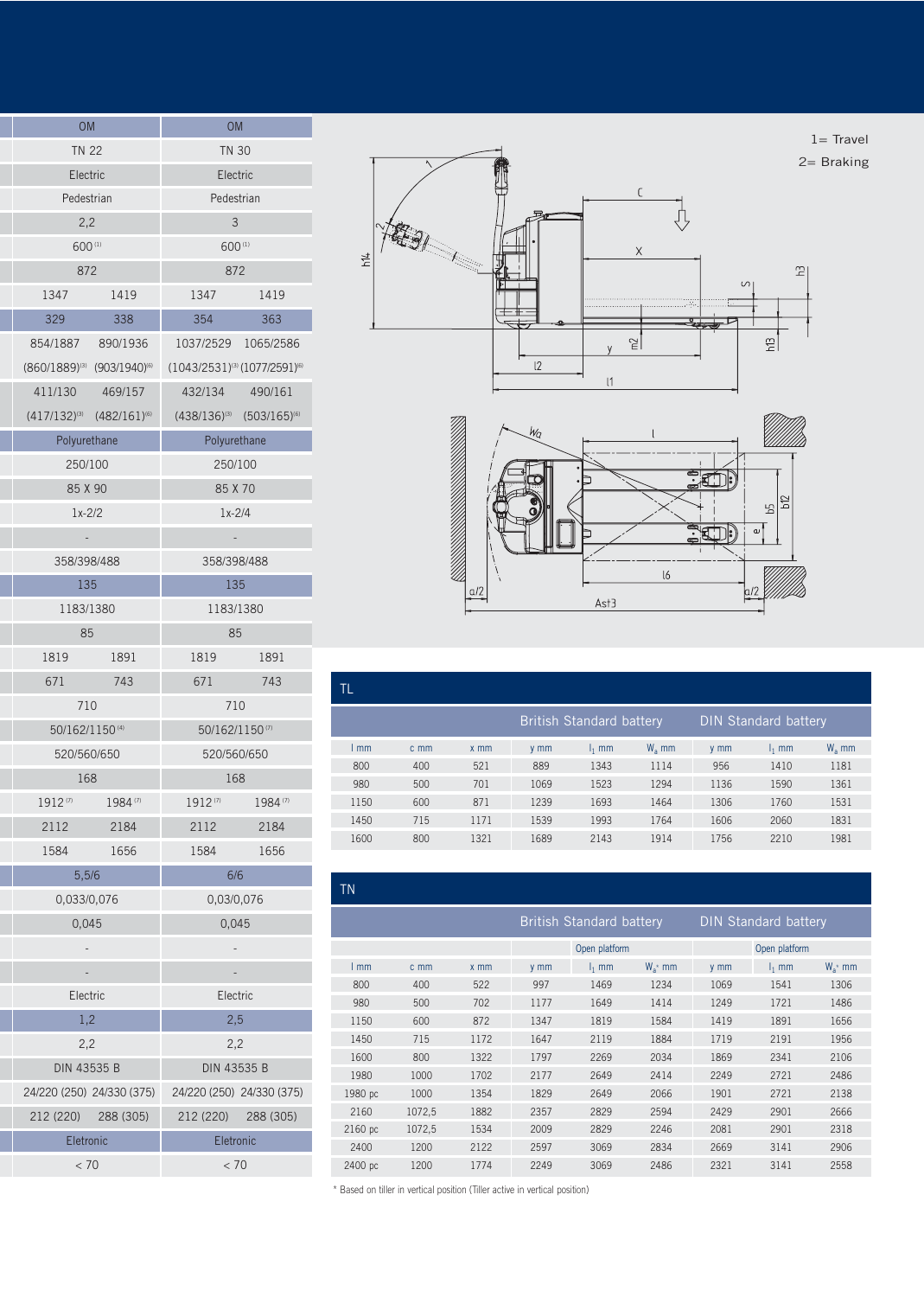| OM | | OM | |
|---|---|---|---|
| TN 22 | | TN 30 | |
| Electric | | Electric | |
| Pedestrian | | Pedestrian | |
| 2,2 | | 3 | |
| 600 [1] | | 600 [1] | |
| 872 | | 872 | |
| 1347 | 1419 | 1347 | 1419 |
| 329 | 338 | 354 | 363 |
| 854/1887 | 890/1936 | 1037/2529 | 1065/2586 |
| (860/1889)[3] | (903/1940)[6] | (1043/2531)[3] | (1077/2592)[6] |
| 411/130 | 469/157 | 432/134 | 490/161 |
| (417/132)[3] | (482/161)[6] | (438/136)[3] | (503/165)[6] |
| Polyurethane | | Polyurethane | |
| 250/100 | | 250/100 | |
| 85 X 90 | | 85 X 70 | |
| 1x-2/2 | | 1x-2/4 | |
| - | | - | |
| 358/398/488 | | 358/398/488 | |
| 135 | | 135 | |
| 1183/1380 | | 1183/1380 | |
| 85 | | 85 | |
| 1819 | 1891 | 1819 | 1891 |
| 671 | 743 | 671 | 743 |
| 710 | | 710 | |
| 50/162/1150 [4] | | 50/162/1150 [7] | |
| 520/560/650 | | 520/560/650 | |
| 168 | | 168 | |
| 1912 [7] | 1984 [7] | 1912 [7] | 1984 [7] |
| 2112 | 2184 | 2112 | 2184 |
| 1584 | 1656 | 1584 | 1656 |
| 5,5/6 | | 6/6 | |
| 0,033/0,076 | | 0,03/0,076 | |
| 0,045 | | 0,045 | |
| - | | - | |
| - | | - | |
| Electric | | Electric | |
| 1,2 | | 2,5 | |
| 2,2 | | 2,2 | |
| DIN 43535 B | | DIN 43535 B | |
| 24/220 (250) | 24/330 (375) | 24/220 (250) | 24/330 (375) |
| 212 (220) | 288 (305) | 212 (220) | 288 (305) |
| Eletronic | | Eletronic | |
| < 70 | | < 70 | |

1= Travel
2= Braking

## TL

| | | | British Standard battery | | | DIN Standard battery | | |
|---|---|---|---|---|---|---|---|---|
| l mm | c mm | x mm | y mm | $l_1$ mm | $W_a$ mm | y mm | $l_1$ mm | $W_a$ mm |
| 800 | 400 | 521 | 889 | 1343 | 1114 | 956 | 1410 | 1181 |
| 980 | 500 | 701 | 1069 | 1523 | 1294 | 1136 | 1590 | 1361 |
| 1150 | 600 | 871 | 1239 | 1693 | 1464 | 1306 | 1760 | 1531 |
| 1450 | 715 | 1171 | 1539 | 1993 | 1764 | 1606 | 2060 | 1831 |
| 1600 | 800 | 1321 | 1689 | 2143 | 1914 | 1756 | 2210 | 1981 |

## TN

| | | | British Standard battery | | | DIN Standard battery | | |
|---|---|---|---|---|---|---|---|---|
| | | | | Open platform | | | Open platform | |
| l mm | c mm | x mm | y mm | $l_1$ mm | $W_a$* mm | y mm | $l_1$ mm | $W_a$* mm |
| 800 | 400 | 522 | 997 | 1469 | 1234 | 1069 | 1541 | 1306 |
| 980 | 500 | 702 | 1177 | 1649 | 1414 | 1249 | 1721 | 1486 |
| 1150 | 600 | 872 | 1347 | 1819 | 1584 | 1419 | 1891 | 1656 |
| 1450 | 715 | 1172 | 1647 | 2119 | 1884 | 1719 | 2191 | 1956 |
| 1600 | 800 | 1322 | 1797 | 2269 | 2034 | 1869 | 2341 | 2106 |
| 1980 | 1000 | 1702 | 2177 | 2649 | 2414 | 2249 | 2721 | 2486 |
| 1980 pc | 1000 | 1354 | 1829 | 2649 | 2066 | 1901 | 2721 | 2138 |
| 2160 | 1072,5 | 1882 | 2357 | 2829 | 2594 | 2429 | 2901 | 2666 |
| 2160 pc | 1072,5 | 1534 | 2009 | 2829 | 2246 | 2081 | 2901 | 2318 |
| 2400 | 1200 | 2122 | 2597 | 3069 | 2834 | 2669 | 3141 | 2906 |
| 2400 pc | 1200 | 1774 | 2249 | 3069 | 2486 | 2321 | 3141 | 2558 |

* Based on tiller in vertical position (Tiller active in vertical position)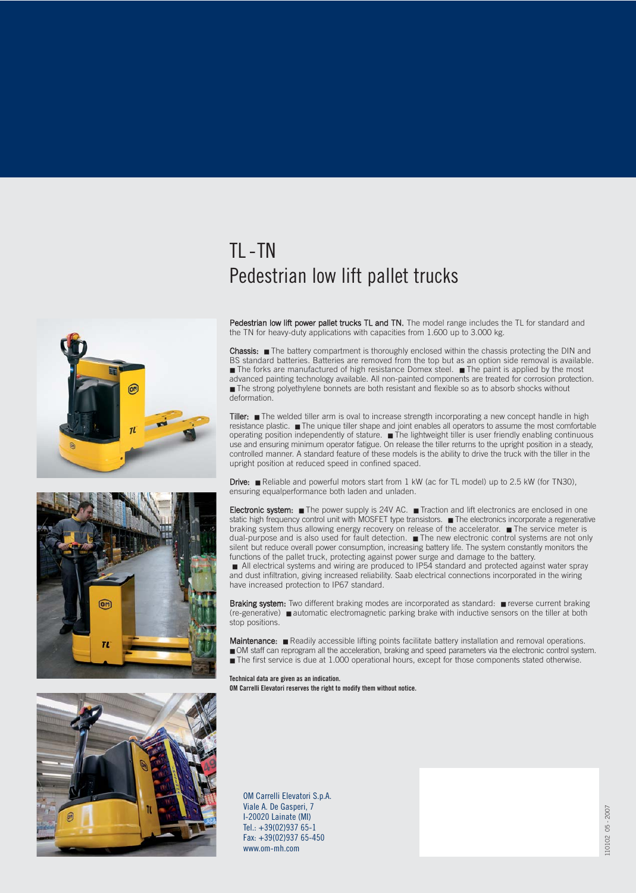# TL - TN
# Pedestrian low lift pallet trucks

**Pedestrian low lift power pallet trucks TL and TN.** The model range includes the TL for standard and the TN for heavy-duty applications with capacities from 1.600 up to 3.000 kg.

**Chassis:** ■ The battery compartment is thoroughly enclosed within the chassis protecting the DIN and BS standard batteries. Batteries are removed from the top but as an option side removal is available. ■ The forks are manufactured of high resistance Domex steel. ■ The paint is applied by the most advanced painting technology available. All non-painted components are treated for corrosion protection. ■ The strong polyethylene bonnets are both resistant and flexible so as to absorb shocks without deformation.

**Tiller:** ■ The welded tiller arm is oval to increase strength incorporating a new concept handle in high resistance plastic. ■ The unique tiller shape and joint enables all operators to assume the most comfortable operating position independently of stature. ■ The lightweight tiller is user friendly enabling continuous use and ensuring minimum operator fatigue. On release the tiller returns to the upright position in a steady, controlled manner. A standard feature of these models is the ability to drive the truck with the tiller in the upright position at reduced speed in confined spaced.

**Drive:** ■ Reliable and powerful motors start from 1 kW (ac for TL model) up to 2.5 kW (for TN30), ensuring equalperformance both laden and unladen.

**Electronic system:** ■ The power supply is 24V AC. ■ Traction and lift electronics are enclosed in one static high frequency control unit with MOSFET type transistors. ■ The electronics incorporate a regenerative braking system thus allowing energy recovery on release of the accelerator. ■ The service meter is dual-purpose and is also used for fault detection. ■ The new electronic control systems are not only silent but reduce overall power consumption, increasing battery life. The system constantly monitors the functions of the pallet truck, protecting against power surge and damage to the battery.
■ All electrical systems and wiring are produced to IP54 standard and protected against water spray and dust infiltration, giving increased reliability. Saab electrical connections incorporated in the wiring have increased protection to IP67 standard.

**Braking system:** Two different braking modes are incorporated as standard: ■ reverse current braking (re-generative) ■ automatic electromagnetic parking brake with inductive sensors on the tiller at both stop positions.

**Maintenance:** ■ Readily accessible lifting points facilitate battery installation and removal operations. ■ OM staff can reprogram all the acceleration, braking and speed parameters via the electronic control system. ■ The first service is due at 1.000 operational hours, except for those components stated otherwise.

**Technical data are given as an indication.**
**OM Carrelli Elevatori reserves the right to modify them without notice.**

OM Carrelli Elevatori S.p.A.
Viale A. De Gasperi, 7
I-20020 Lainate (MI)
Tel.: +39(02)937 65-1
Fax: +39(02)937 65-450
www.om-mh.com

110102 05 - 2007